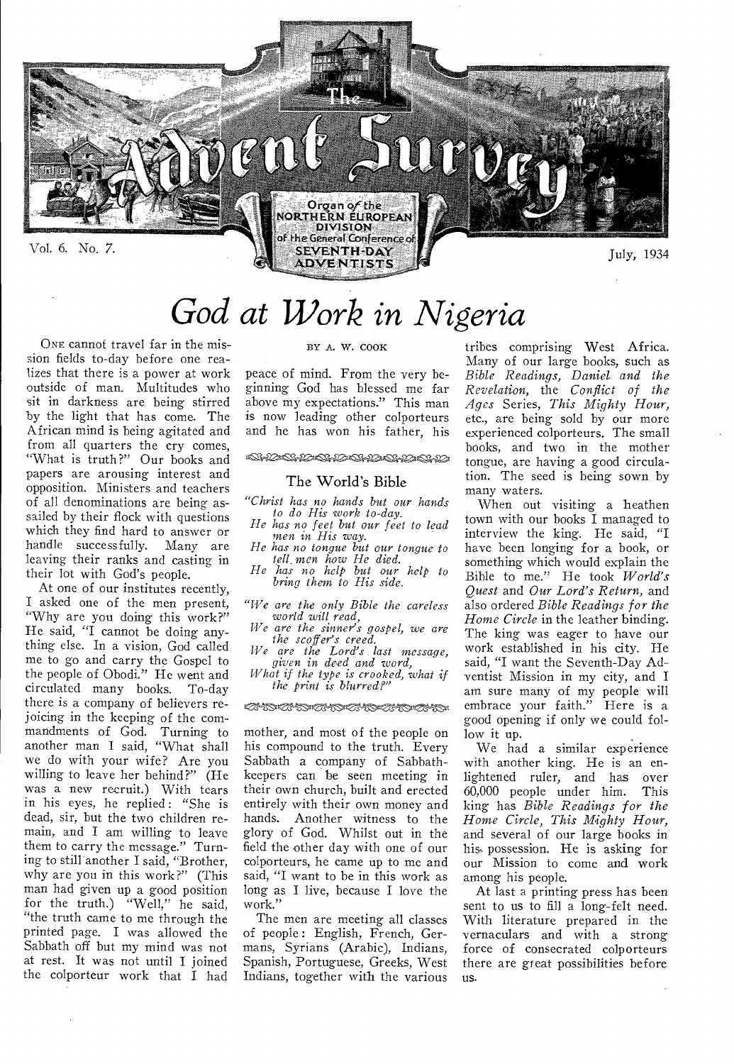# The Advent Survey

Organ of the NORTHERN EUROPEAN DIVISION of the General Conference of SEVENTH-DAY ADVENTISTS

Vol. 6. No. 7. July, 1934

# *God at Work in Nigeria*

BY A. W. COOK

ONE cannot travel far in the mission fields to-day before one realizes that there is a power at work outside of man. Multitudes who sit in darkness are being stirred by the light that has come. The African mind is being agitated and from all quarters the cry comes, "What is truth?" Our books and papers are arousing interest and opposition. Ministers and teachers of all denominations are being assailed by their flock with questions which they find hard to answer or handle successfully. Many are leaving their ranks and casting in their lot with God's people.

At one of our institutes recently, I asked one of the men present, "Why are you doing this work?" He said, "I cannot be doing anything else. In a vision, God called me to go and carry the Gospel to the people of Obodi." He went and circulated many books. To-day there is a company of believers rejoicing in the keeping of the commandments of God. Turning to another man I said, "What shall we do with your wife? Are you willing to leave her behind?" (He was a new recruit.) With tears in his eyes, he replied: "She is dead, sir, but the two children remain, and I am willing to leave them to carry the message." Turning to still another I said, "Brother, why are you in this work?" (This man had given up a good position for the truth.) "Well," he said, "the truth came to me through the printed page. I was allowed the Sabbath off but my mind was not at rest. It was not until I joined the colporteur work that I had peace of mind. From the very beginning God has blessed me far above my expectations." This man is now leading other colporteurs and he has won his father, his mother, and most of the people on his compound to the truth. Every Sabbath a company of Sabbath-keepers can be seen meeting in their own church, built and erected entirely with their own money and hands. Another witness to the glory of God. Whilst out in the field the other day with one of our colporteurs, he came up to me and said, "I want to be in this work as long as I live, because I love the work."

The men are meeting all classes of people: English, French, Germans, Syrians (Arabic), Indians, Spanish, Portuguese, Greeks, West Indians, together with the various tribes comprising West Africa. Many of our large books, such as *Bible Readings, Daniel and the Revelation,* the *Conflict of the Ages* Series, *This Mighty Hour,* etc., are being sold by our more experienced colporteurs. The small books, and two in the mother tongue, are having a good circulation. The seed is being sown by many waters.

When out visiting a heathen town with our books I managed to interview the king. He said, "I have been longing for a book, or something which would explain the Bible to me." He took *World's Quest* and *Our Lord's Return,* and also ordered *Bible Readings for the Home Circle* in the leather binding. The king was eager to have our work established in his city. He said, "I want the Seventh-Day Adventist Mission in my city, and I am sure many of my people will embrace your faith." Here is a good opening if only we could follow it up.

We had a similar experience with another king. He is an enlightened ruler, and has over 60,000 people under him. This king has *Bible Readings for the Home Circle, This Mighty Hour,* and several of our large books in his possession. He is asking for our Mission to come and work among his people.

At last a printing press has been sent to us to fill a long-felt need. With literature prepared in the vernaculars and with a strong force of consecrated colporteurs there are great possibilities before us.

## The World's Bible

*"Christ has no hands but our hands*
*to do His work to-day.*
*He has no feet but our feet to lead*
*men in His way.*
*He has no tongue but our tongue to*
*tell men how He died.*
*He has no help but our help to*
*bring them to His side.*

*"We are the only Bible the careless*
*world will read,*
*We are the sinner's gospel, we are*
*the scoffer's creed.*
*We are the Lord's last message,*
*given in deed and word,*
*What if the type is crooked, what if*
*the print is blurred?"*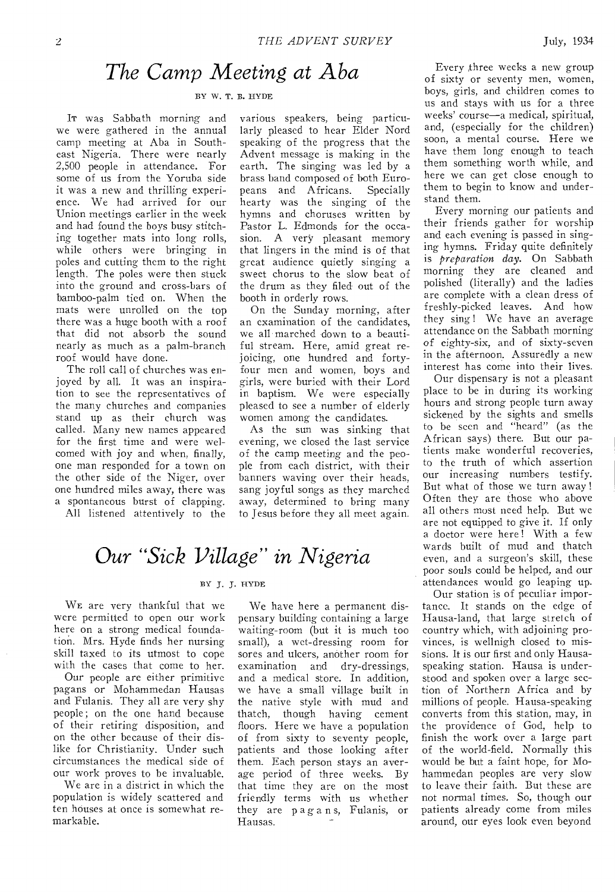# The Camp Meeting at Aba

BY W. T. B. HYDE

IT was Sabbath morning and we were gathered in the annual camp meeting at Aba in South-east Nigeria. There were nearly 2,500 people in attendance. For some of us from the Yoruba side it was a new and thrilling experience. We had arrived for our Union meetings earlier in the week and had found the boys busy stitching together mats into long rolls, while others were bringing in poles and cutting them to the right length. The poles were then stuck into the ground and cross-bars of bamboo-palm tied on. When the mats were unrolled on the top there was a huge booth with a roof that did not absorb the sound nearly as much as a palm-branch roof would have done.

The roll call of churches was enjoyed by all. It was an inspiration to see the representatives of the many churches and companies stand up as their church was called. Many new names appeared for the first time and were welcomed with joy and when, finally, one man responded for a town on the other side of the Niger, over one hundred miles away, there was a spontaneous burst of clapping.

All listened attentively to the various speakers, being particularly pleased to hear Elder Nord speaking of the progress that the Advent message is making in the earth. The singing was led by a brass band composed of both Europeans and Africans. Specially hearty was the singing of the hymns and choruses written by Pastor L. Edmonds for the occasion. A very pleasant memory that lingers in the mind is of that great audience quietly singing a sweet chorus to the slow beat of the drum as they filed out of the booth in orderly rows.

On the Sunday morning, after an examination of the candidates, we all marched down to a beautiful stream. Here, amid great rejoicing, one hundred and forty-four men and women, boys and girls, were buried with their Lord in baptism. We were especially pleased to see a number of elderly women among the candidates.

As the sun was sinking that evening, we closed the last service of the camp meeting and the people from each district, with their banners waving over their heads, sang joyful songs as they marched away, determined to bring many to Jesus before they all meet again.

# Our "Sick Village" in Nigeria

BY J. J. HYDE

WE are very thankful that we were permitted to open our work here on a strong medical foundation. Mrs. Hyde finds her nursing skill taxed to its utmost to cope with the cases that come to her.

Our people are either primitive pagans or Mohammedan Hausas and Fulanis. They all are very shy people; on the one hand because of their retiring disposition, and on the other because of their dislike for Christianity. Under such circumstances the medical side of our work proves to be invaluable.

We are in a district in which the population is widely scattered and ten houses at once is somewhat remarkable.

We have here a permanent dispensary building containing a large waiting-room (but it is much too small), a wet-dressing room for sores and ulcers, another room for examination and dry-dressings, and a medical store. In addition, we have a small village built in the native style with mud and thatch, though having cement floors. Here we have a population of from sixty to seventy people, patients and those looking after them. Each person stays an average period of three weeks. By that time they are on the most friendly terms with us whether they are pagans, Fulanis, or Hausas.

Every three weeks a new group of sixty or seventy men, women, boys, girls, and children comes to us and stays with us for a three weeks' course—a medical, spiritual, and, (especially for the children) soon, a mental course. Here we have them long enough to teach them something worth while, and here we can get close enough to them to begin to know and understand them.

Every morning our patients and their friends gather for worship and each evening is passed in singing hymns. Friday quite definitely is *preparation day*. On Sabbath morning they are cleaned and polished (literally) and the ladies are complete with a clean dress of freshly-picked leaves. And how they sing! We have an average attendance on the Sabbath morning of eighty-six, and of sixty-seven in the afternoon. Assuredly a new interest has come into their lives.

Our dispensary is not a pleasant place to be in during its working hours and strong people turn away sickened by the sights and smells to be seen and "heard" (as the African says) there. But our patients make wonderful recoveries, to the truth of which assertion our increasing numbers testify. But what of those we turn away! Often they are those who above all others most need help. But we are not equipped to give it. If only a doctor were here! With a few wards built of mud and thatch even, and a surgeon's skill, these poor souls could be helped, and our attendances would go leaping up.

Our station is of peculiar importance. It stands on the edge of Hausa-land, that large stretch of country which, with adjoining provinces, is wellnigh closed to missions. It is our first and only Hausa-speaking station. Hausa is understood and spoken over a large section of Northern Africa and by millions of people. Hausa-speaking converts from this station, may, in the providence of God, help to finish the work over a large part of the world-field. Normally this would be but a faint hope, for Mohammedan peoples are very slow to leave their faith. But these are not normal times. So, though our patients already come from miles around, our eyes look even beyond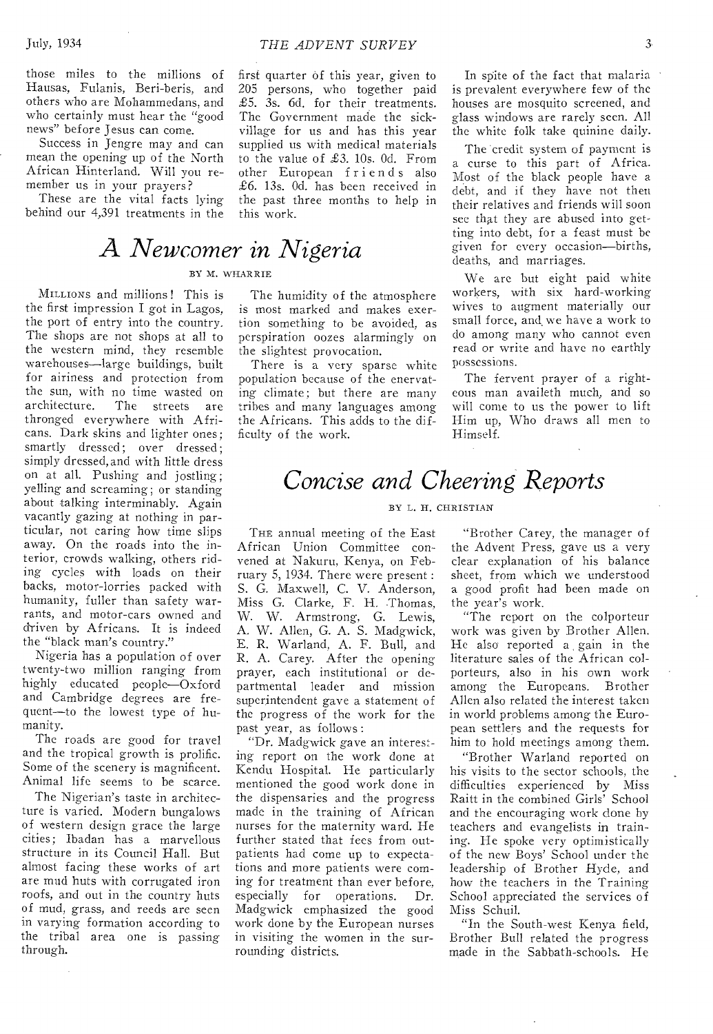those miles to the millions of Hausas, Fulanis, Beri-beris, and others who are Mohammedans, and who certainly must hear the "good news" before Jesus can come.

Success in Jengre may and can mean the opening up of the North African Hinterland. Will you remember us in your prayers?

These are the vital facts lying behind our 4,391 treatments in the first quarter of this year, given to 205 persons, who together paid £5. 3s. 6d. for their treatments. The Government made the sick-village for us and has this year supplied us with medical materials to the value of £3. 10s. 0d. From other European friends also £6. 13s. 0d. has been received in the past three months to help in this work.

# *A Newcomer in Nigeria*

BY M. WHARRIE

MILLIONS and millions! This is the first impression I got in Lagos, the port of entry into the country. The shops are not shops at all to the western mind, they resemble warehouses—large buildings, built for airiness and protection from the sun, with no time wasted on architecture. The streets are thronged everywhere with Africans. Dark skins and lighter ones; smartly dressed; over dressed; simply dressed, and with little dress on at all. Pushing and jostling; yelling and screaming; or standing about talking interminably. Again vacantly gazing at nothing in particular, not caring how time slips away. On the roads into the interior, crowds walking, others riding cycles with loads on their backs, motor-lorries packed with humanity, fuller than safety warrants, and motor-cars owned and driven by Africans. It is indeed the "black man's country."

Nigeria has a population of over twenty-two million ranging from highly educated people—Oxford and Cambridge degrees are frequent—to the lowest type of humanity.

The roads are good for travel and the tropical growth is prolific. Some of the scenery is magnificent. Animal life seems to be scarce.

The Nigerian's taste in architecture is varied. Modern bungalows of western design grace the large cities; Ibadan has a marvellous structure in its Council Hall. But almost facing these works of art are mud huts with corrugated iron roofs, and out in the country huts of mud, grass, and reeds are seen in varying formation according to the tribal area one is passing through.

The humidity of the atmosphere is most marked and makes exertion something to be avoided, as perspiration oozes alarmingly on the slightest provocation.

There is a very sparse white population because of the enervating climate; but there are many tribes and many languages among the Africans. This adds to the difficulty of the work.

In spite of the fact that malaria is prevalent everywhere few of the houses are mosquito screened, and glass windows are rarely seen. All the white folk take quinine daily.

The credit system of payment is a curse to this part of Africa. Most of the black people have a debt, and if they have not then their relatives and friends will soon see that they are abused into getting into debt, for a feast must be given for every occasion—births, deaths, and marriages.

We are but eight paid white workers, with six hard-working wives to augment materially our small force, and we have a work to do among many who cannot even read or write and have no earthly possessions.

The fervent prayer of a righteous man availeth much, and so will come to us the power to lift Him up, Who draws all men to Himself.

# *Concise and Cheering Reports*

BY L. H. CHRISTIAN

THE annual meeting of the East African Union Committee convened at Nakuru, Kenya, on February 5, 1934. There were present: S. G. Maxwell, C. V. Anderson, Miss G. Clarke, F. H. Thomas, W. W. Armstrong, G. Lewis, A. W. Allen, G. A. S. Madgwick, E. R. Warland, A. F. Bull, and R. A. Carey. After the opening prayer, each institutional or departmental leader and mission superintendent gave a statement of the progress of the work for the past year, as follows:

"Dr. Madgwick gave an interesting report on the work done at Kendu Hospital. He particularly mentioned the good work done in the dispensaries and the progress made in the training of African nurses for the maternity ward. He further stated that fees from outpatients had come up to expectations and more patients were coming for treatment than ever before, especially for operations. Dr. Madgwick emphasized the good work done by the European nurses in visiting the women in the surrounding districts.

"Brother Carey, the manager of the Advent Press, gave us a very clear explanation of his balance sheet, from which we understood a good profit had been made on the year's work.

"The report on the colporteur work was given by Brother Allen. He also reported a gain in the literature sales of the African colporteurs, also in his own work among the Europeans. Brother Allen also related the interest taken in world problems among the European settlers and the requests for him to hold meetings among them.

"Brother Warland reported on his visits to the sector schools, the difficulties experienced by Miss Raitt in the combined Girls' School and the encouraging work done by teachers and evangelists in training. He spoke very optimistically of the new Boys' School under the leadership of Brother Hyde, and how the teachers in the Training School appreciated the services of Miss Schuil.

"In the South-west Kenya field, Brother Bull related the progress made in the Sabbath-schools. He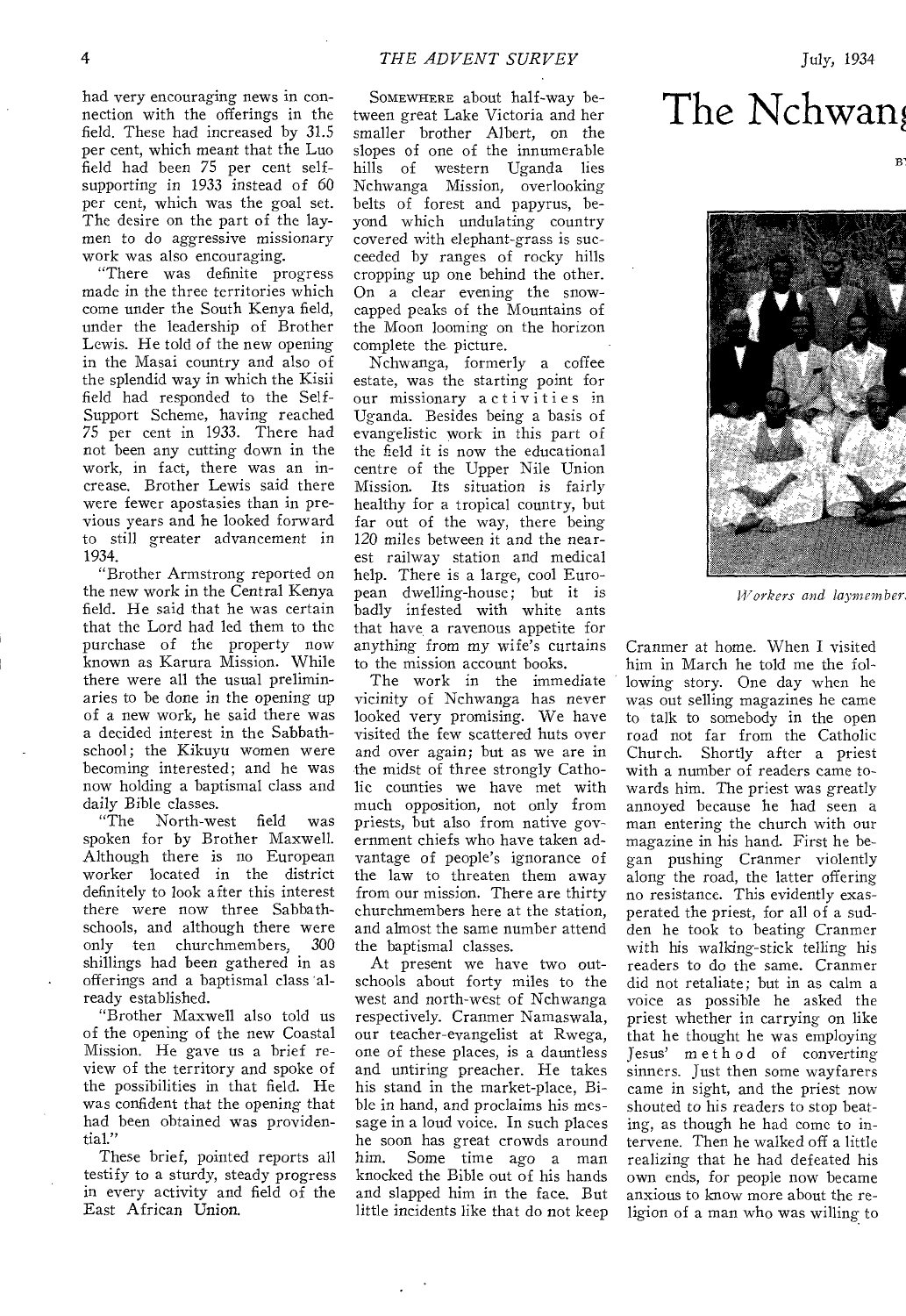had very encouraging news in connection with the offerings in the field. These had increased by 31.5 per cent, which meant that the Luo field had been 75 per cent self-supporting in 1933 instead of 60 per cent, which was the goal set. The desire on the part of the laymen to do aggressive missionary work was also encouraging.

"There was definite progress made in the three territories which come under the South Kenya field, under the leadership of Brother Lewis. He told of the new opening in the Masai country and also of the splendid way in which the Kisii field had responded to the Self-Support Scheme, having reached 75 per cent in 1933. There had not been any cutting down in the work, in fact, there was an increase. Brother Lewis said there were fewer apostasies than in previous years and he looked forward to still greater advancement in 1934.

"Brother Armstrong reported on the new work in the Central Kenya field. He said that he was certain that the Lord had led them to the purchase of the property now known as Karura Mission. While there were all the usual preliminaries to be done in the opening up of a new work, he said there was a decided interest in the Sabbath-school; the Kikuyu women were becoming interested; and he was now holding a baptismal class and daily Bible classes.

"The North-west field was spoken for by Brother Maxwell. Although there is no European worker located in the district definitely to look after this interest there were now three Sabbath-schools, and although there were only ten churchmembers, 300 shillings had been gathered in as offerings and a baptismal class already established.

"Brother Maxwell also told us of the opening of the new Coastal Mission. He gave us a brief review of the territory and spoke of the possibilities in that field. He was confident that the opening that had been obtained was providential."

These brief, pointed reports all testify to a sturdy, steady progress in every activity and field of the East African Union.

# The Nchwan

SOMEWHERE about half-way between great Lake Victoria and her smaller brother Albert, on the slopes of one of the innumerable hills of western Uganda lies Nchwanga Mission, overlooking belts of forest and papyrus, beyond which undulating country covered with elephant-grass is succeeded by ranges of rocky hills cropping up one behind the other. On a clear evening the snow-capped peaks of the Mountains of the Moon looming on the horizon complete the picture.

Nchwanga, formerly a coffee estate, was the starting point for our missionary activities in Uganda. Besides being a basis of evangelistic work in this part of the field it is now the educational centre of the Upper Nile Union Mission. Its situation is fairly healthy for a tropical country, but far out of the way, there being 120 miles between it and the nearest railway station and medical help. There is a large, cool European dwelling-house; but it is badly infested with white ants that have a ravenous appetite for anything from my wife's curtains to the mission account books.

The work in the immediate vicinity of Nchwanga has never looked very promising. We have visited the few scattered huts over and over again; but as we are in the midst of three strongly Catholic counties we have met with much opposition, not only from priests, but also from native government chiefs who have taken advantage of people's ignorance of the law to threaten them away from our mission. There are thirty churchmembers here at the station, and almost the same number attend the baptismal classes.

At present we have two out-schools about forty miles to the west and north-west of Nchwanga respectively. Cranmer Namaswala, our teacher-evangelist at Rwega, one of these places, is a dauntless and untiring preacher. He takes his stand in the market-place, Bible in hand, and proclaims his message in a loud voice. In such places he soon has great crowds around him. Some time ago a man knocked the Bible out of his hands and slapped him in the face. But little incidents like that do not keep

*Workers and laymember*

Cranmer at home. When I visited him in March he told me the following story. One day when he was out selling magazines he came to talk to somebody in the open road not far from the Catholic Church. Shortly after a priest with a number of readers came towards him. The priest was greatly annoyed because he had seen a man entering the church with our magazine in his hand. First he began pushing Cranmer violently along the road, the latter offering no resistance. This evidently exasperated the priest, for all of a sudden he took to beating Cranmer with his walking-stick telling his readers to do the same. Cranmer did not retaliate; but in as calm a voice as possible he asked the priest whether in carrying on like that he thought he was employing Jesus' method of converting sinners. Just then some wayfarers came in sight, and the priest now shouted to his readers to stop beating, as though he had come to intervene. Then he walked off a little realizing that he had defeated his own ends, for people now became anxious to know more about the religion of a man who was willing to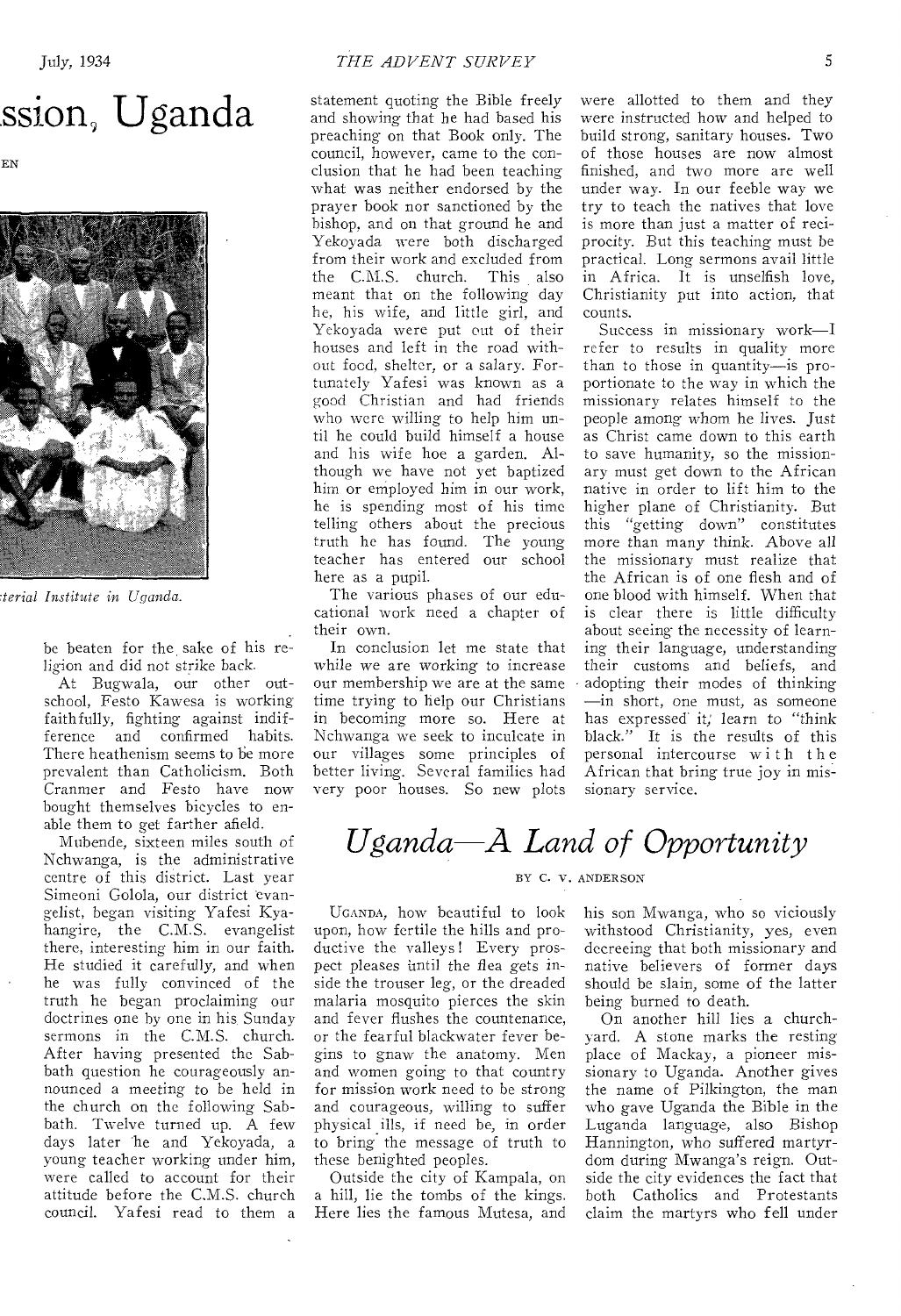# ssion, Uganda

EN

*terial Institute in Uganda.*

be beaten for the sake of his religion and did not strike back.

At Bugwala, our other outschool, Festo Kawesa is working faithfully, fighting against indifference and confirmed habits. There heathenism seems to be more prevalent than Catholicism. Both Cranmer and Festo have now bought themselves bicycles to enable them to get farther afield.

Mubende, sixteen miles south of Nchwanga, is the administrative centre of this district. Last year Simeoni Golola, our district evangelist, began visiting Yafesi Kyahangire, the C.M.S. evangelist there, interesting him in our faith. He studied it carefully, and when he was fully convinced of the truth he began proclaiming our doctrines one by one in his Sunday sermons in the C.M.S. church. After having presented the Sabbath question he courageously announced a meeting to be held in the church on the following Sabbath. Twelve turned up. A few days later he and Yekoyada, a young teacher working under him, were called to account for their attitude before the C.M.S. church council. Yafesi read to them a statement quoting the Bible freely and showing that he had based his preaching on that Book only. The council, however, came to the conclusion that he had been teaching what was neither endorsed by the prayer book nor sanctioned by the bishop, and on that ground he and Yekoyada were both discharged from their work and excluded from the C.M.S. church. This also meant that on the following day he, his wife, and little girl, and Yekoyada were put out of their houses and left in the road without food, shelter, or a salary. Fortunately Yafesi was known as a good Christian and had friends who were willing to help him until he could build himself a house and his wife hoe a garden. Although we have not yet baptized him or employed him in our work, he is spending most of his time telling others about the precious truth he has found. The young teacher has entered our school here as a pupil.

The various phases of our educational work need a chapter of their own.

In conclusion let me state that while we are working to increase our membership we are at the same time trying to help our Christians in becoming more so. Here at Nchwanga we seek to inculcate in our villages some principles of better living. Several families had very poor houses. So new plots were allotted to them and they were instructed how and helped to build strong, sanitary houses. Two of those houses are now almost finished, and two more are well under way. In our feeble way we try to teach the natives that love is more than just a matter of reciprocity. But this teaching must be practical. Long sermons avail little in Africa. It is unselfish love, Christianity put into action, that counts.

Success in missionary work—I refer to results in quality more than to those in quantity—is proportionate to the way in which the missionary relates himself to the people among whom he lives. Just as Christ came down to this earth to save humanity, so the missionary must get down to the African native in order to lift him to the higher plane of Christianity. But this "getting down" constitutes more than many think. Above all the missionary must realize that the African is of one flesh and of one blood with himself. When that is clear there is little difficulty about seeing the necessity of learning their language, understanding their customs and beliefs, and adopting their modes of thinking —in short, one must, as someone has expressed it, learn to "think black." It is the results of this personal intercourse with the African that bring true joy in missionary service.

## *Uganda—A Land of Opportunity*

BY C. V. ANDERSON

UGANDA, how beautiful to look upon, how fertile the hills and productive the valleys! Every prospect pleases until the flea gets inside the trouser leg, or the dreaded malaria mosquito pierces the skin and fever flushes the countenance, or the fearful blackwater fever begins to gnaw the anatomy. Men and women going to that country for mission work need to be strong and courageous, willing to suffer physical ills, if need be, in order to bring the message of truth to these benighted peoples.

Outside the city of Kampala, on a hill, lie the tombs of the kings. Here lies the famous Mutesa, and his son Mwanga, who so viciously withstood Christianity, yes, even decreeing that both missionary and native believers of former days should be slain, some of the latter being burned to death.

On another hill lies a churchyard. A stone marks the resting place of Mackay, a pioneer missionary to Uganda. Another gives the name of Pilkington, the man who gave Uganda the Bible in the Luganda language, also Bishop Hannington, who suffered martyrdom during Mwanga's reign. Outside the city evidences the fact that both Catholics and Protestants claim the martyrs who fell under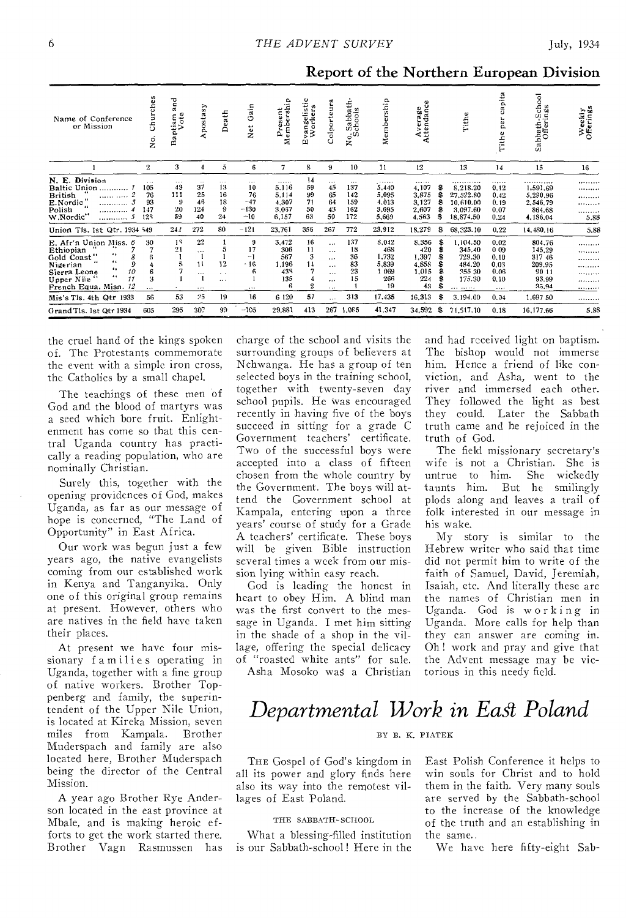## Report of the Northern European Division

| Name of Conference or Mission | No. Churches | Baptism and Vote | Apostasy | Death | Net Gain | Present Membership | Evangelistic Workers | Colporteurs | No. Sabbath-Schools | Membership | Average Attendance | Tithe | Tithe per capita | Sabbath-School Offerings | Weekly Offerings |
|---|---|---|---|---|---|---|---|---|---|---|---|---|---|---|---|
| 1 | 2 | 3 | 4 | 5 | 6 | 7 | 8 | 9 | 10 | 11 | 12 | 13 | 14 | 15 | 16 |
| N. E. Division | ... | ... | ... | ... | ... | ...... | 14 | ... | ... | ...... | ...... | ........ | ...... | ........ | ......... |
| Baltic Union ............ 1 | 105 | 43 | 37 | 13 | 10 | 5,116 | 59 | 45 | 137 | 5,440 | 4,107 | $ 8,218.20 | 0.12 | 1,591.69 | ......... |
| British " ............ 2 | 76 | 111 | 25 | 16 | 76 | 5,114 | 99 | 65 | 142 | 5,095 | 3,875 | $ 27,522.80 | 0.42 | 5,290.96 | ......... |
| E.Nordic " ............ 3 | 93 | 9 | 46 | 18 | -47 | 4,307 | 71 | 64 | 159 | 4,013 | 3,127 | $ 10,610.00 | 0.19 | 2,546.79 | ......... |
| Polish " ............ 4 | 147 | 20 | 124 | 9 | -130 | 3,067 | 50 | 43 | 162 | 3,695 | 2,607 | $ 3,097.60 | 0.07 | 864.68 | ......... |
| W.Nordic" ............ 5 | 128 | 59 | 40 | 24 | -10 | 6,157 | 63 | 50 | 172 | 5,669 | 4,563 | $ 18,874.50 | 0.24 | 4,186.04 | 5.88 |
| Union Tls. 1st Qtr. 1934 | 549 | 242 | 272 | 80 | -121 | 23,761 | 356 | 267 | 772 | 23,912 | 18,279 | $ 68,323.10 | 0.22 | 14,480.16 | 5.88 |
| E. Afr'n Union Miss. 6 | 30 | 18 | 22 | 1 | 9 | 3,472 | 16 | ... | 137 | 8,042 | 8,356 | $ 1,104.50 | 0.02 | 804.76 | ......... |
| Ethiopian " 7 | 7 | 21 | ... | 5 | 17 | 306 | 11 | ... | 18 | 468 | 420 | $ 345.40 | 0.09 | 145.29 | ......... |
| Gold Coast" " 8 | 6 | 1 | 1 | 1 | -1 | 567 | 3 | ... | 36 | 1,732 | 1,397 | $ 729.30 | 0.10 | 317.46 | ......... |
| Nigerian " " 9 | 4 | 5 | 11 | 12 | -16 | 1,196 | 14 | ... | 83 | 5,839 | 4,858 | $ 484.20 | 0.03 | 209.95 | ......... |
| Sierra Leone " 10 | 6 | 7 | ... | ... | 6 | 438 | 7 | ... | 23 | 1,069 | 1,015 | $ 355.30 | 0.06 | 90.11 | ......... |
| Upper Nile " " 11 | 3 | 1 | 1 | ... | 1 | 135 | 4 | ... | 15 | 266 | 224 | $ 175.30 | 0.10 | 93.99 | ......... |
| French Equa. Misn. 12 | ... | ... | ... | ... | ... | 6 | 2 | ... | 1 | 19 | 43 | $ ...... | ..... | 35.94 | ......... |
| Mis's Tls. 4th Qtr 1933 | 56 | 53 | 35 | 19 | 16 | 6,120 | 57 | ... | 313 | 17,435 | 16,313 | $ 3,194.00 | 0.04 | 1,697.50 | ......... |
| Grand Tls. 1st Qtr 1934 | 605 | 295 | 307 | 99 | -105 | 29,881 | 413 | 267 | 1,085 | 41,347 | 34,592 | $ 71,517.10 | 0.18 | 16,177.66 | 5.88 |

the cruel hand of the kings spoken of. The Protestants commemorate the event with a simple iron cross, the Catholics by a small chapel.

The teachings of these men of God and the blood of martyrs was a seed which bore fruit. Enlightenment has come so that this central Uganda country has practically a reading population, who are nominally Christian.

Surely this, together with the opening providences of God, makes Uganda, as far as our message of hope is concerned, "The Land of Opportunity" in East Africa.

Our work was begun just a few years ago, the native evangelists coming from our established work in Kenya and Tanganyika. Only one of this original group remains at present. However, others who are natives in the field have taken their places.

At present we have four missionary families operating in Uganda, together with a fine group of native workers. Brother Toppenberg and family, the superintendent of the Upper Nile Union, is located at Kireka Mission, seven miles from Kampala. Brother Muderspach and family are also located here, Brother Muderspach being the director of the Central Mission.

A year ago Brother Rye Anderson located in the east province at Mbale, and is making heroic efforts to get the work started there. Brother Vagn Rasmussen has charge of the school and visits the surrounding groups of believers at Nchwanga. He has a group of ten selected boys in the training school, together with twenty-seven day school pupils. He was encouraged recently in having five of the boys succeed in sitting for a grade C Government teachers' certificate. Two of the successful boys were accepted into a class of fifteen chosen from the whole country by the Government. The boys will attend the Government school at Kampala, entering upon a three years' course of study for a Grade A teachers' certificate. These boys will be given Bible instruction several times a week from our mission lying within easy reach.

God is leading the honest in heart to obey Him. A blind man was the first convert to the message in Uganda. I met him sitting in the shade of a shop in the village, offering the special delicacy of "roasted white ants" for sale.

Asha Mosoko was a Christian and had received light on baptism. The bishop would not immerse him. Hence a friend of like conviction, and Asha, went to the river and immersed each other. They followed the light as best they could. Later the Sabbath truth came and he rejoiced in the truth of God.

The field missionary secretary's wife is not a Christian. She is untrue to him. She wickedly taunts him. But he smilingly plods along and leaves a trail of folk interested in our message in his wake.

My story is similar to the Hebrew writer who said that time did not permit him to write of the faith of Samuel, David, Jeremiah, Isaiah, etc. And literally these are the names of Christian men in Uganda. God is working in Uganda. More calls for help than they can answer are coming in. Oh! work and pray and give that the Advent message may be victorious in this needy field.

# *Departmental Work in East Poland*

BY B. K. PIATEK

THE Gospel of God's kingdom in all its power and glory finds here also its way into the remotest villages of East Poland.

### THE SABBATH-SCHOOL

What a blessing-filled institution is our Sabbath-school! Here in the East Polish Conference it helps to win souls for Christ and to hold them in the faith. Very many souls are served by the Sabbath-school to the increase of the knowledge of the truth and an establishing in the same.

We have here fifty-eight Sab-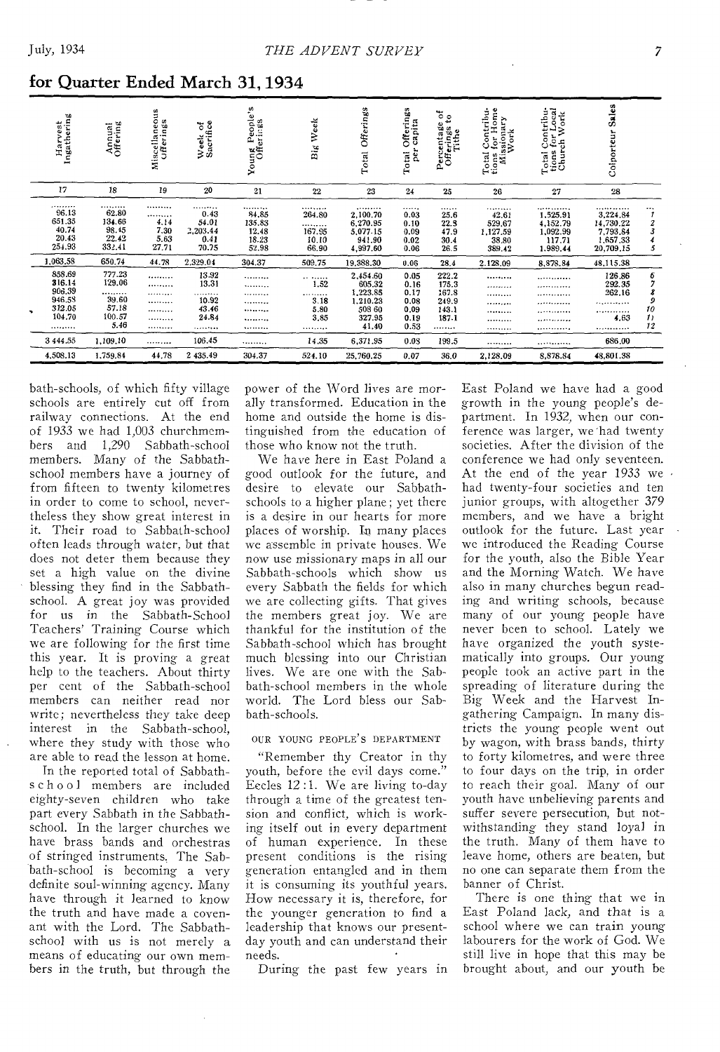## for Quarter Ended March 31, 1934

| Harvest Ingathering | Annual Offering | Miscellaneous Offerings | Week of Sacrifice | Young People's Offerings | Big Week | Total Offerings | Total Offerings per capita | Percentage of Offerings to Tithe | Total Contributions for Home Missionary Work | Total Contributions for Local Church Work | Colporteur Sales | |
|---|---|---|---|---|---|---|---|---|---|---|---|---|
| 17 | 18 | 19 | 20 | 21 | 22 | 23 | 24 | 25 | 26 | 27 | 28 | |
| ......... | ......... | ......... | ......... | ......... | ......... | ......... | ...... | ...... | ......... | ......... | ......... | ... |
| 96.13 | 62.80 | ......... | 0.43 | 84.85 | 264.80 | 2,100.70 | 0.03 | 25.6 | 42.61 | 1,525.91 | 3,224.84 | 1 |
| 651.35 | 134.66 | 4.14 | 54.01 | 135.83 | ......... | 6,270.95 | 0.10 | 22.8 | 529.67 | 4,152.79 | 14,730.22 | 2 |
| 40.74 | 98.45 | 7.30 | 2,203.44 | 12.48 | 167.95 | 5,077.15 | 0.09 | 47.9 | 1,127.59 | 1,092.99 | 7,793.84 | 3 |
| 20.43 | 22.42 | 5.63 | 0.41 | 18.23 | 10.10 | 941.90 | 0.02 | 30.4 | 38.80 | 117.71 | 1,657.33 | 4 |
| 254.93 | 332.41 | 27.71 | 70.75 | 52.98 | 66.90 | 4,997.60 | 0.06 | 26.5 | 389.42 | 1,989.44 | 20,709.15 | 5 |
| 1,063.58 | 650.74 | 44.78 | 2,329.04 | 304.37 | 509.75 | 19,388.30 | 0.06 | 28.4 | 2,128.09 | 8,878.84 | 48,115.38 | |
| 858.69 | 777.23 | ......... | 13.92 | ......... | ......... | 2,454.60 | 0.05 | 222.2 | ......... | ......... | 126.86 | 6 |
| 316.14 | 129.06 | ......... | 13.31 | ......... | 1.52 | 605.32 | 0.16 | 175.3 | ......... | ......... | 292.35 | 7 |
| 906.39 | ......... | ......... | ......... | ......... | ......... | 1,223.85 | 0.17 | 167.8 | ......... | ......... | 262.16 | 8 |
| 946.58 | 39.60 | ......... | 10.92 | ......... | 3.18 | 1,210.23 | 0.08 | 249.9 | ......... | ......... | ......... | 9 |
| 312.05 | 57.18 | ......... | 43.46 | ......... | 5.80 | 508.60 | 0.09 | 143.1 | ......... | ......... | ......... | 10 |
| 104.70 | 100.57 | ......... | 24.84 | ......... | 3.85 | 327.95 | 0.19 | 187.1 | ......... | ......... | 4.63 | 11 |
| ......... | 5.46 | ......... | ......... | ......... | ......... | 41.40 | 0.53 | ...... | ......... | ......... | ......... | 12 |
| 3,444.55 | 1,109.10 | ......... | 106.45 | ......... | 14.35 | 6,371.95 | 0.08 | 199.5 | ......... | ......... | 686.00 | |
| 4,508.13 | 1,759.84 | 44.78 | 2,435.49 | 304.37 | 524.10 | 25,760.25 | 0.07 | 36.0 | 2,128.09 | 8,878.84 | 48,801.38 | |

bath-schools, of which fifty village schools are entirely cut off from railway connections. At the end of 1933 we had 1,003 churchmembers and 1,290 Sabbath-school members. Many of the Sabbath-school members have a journey of from fifteen to twenty kilometres in order to come to school, nevertheless they show great interest in it. Their road to Sabbath-school often leads through water, but that does not deter them because they set a high value on the divine blessing they find in the Sabbath-school. A great joy was provided for us in the Sabbath-School Teachers' Training Course which we are following for the first time this year. It is proving a great help to the teachers. About thirty per cent of the Sabbath-school members can neither read nor write; nevertheless they take deep interest in the Sabbath-school, where they study with those who are able to read the lesson at home.

In the reported total of Sabbath-school members are included eighty-seven children who take part every Sabbath in the Sabbath-school. In the larger churches we have brass bands and orchestras of stringed instruments. The Sabbath-school is becoming a very definite soul-winning agency. Many have through it learned to know the truth and have made a covenant with the Lord. The Sabbath-school with us is not merely a means of educating our own members in the truth, but through the power of the Word lives are morally transformed. Education in the home and outside the home is distinguished from the education of those who know not the truth.

We have here in East Poland a good outlook for the future, and desire to elevate our Sabbath-schools to a higher plane; yet there is a desire in our hearts for more places of worship. In many places we assemble in private houses. We now use missionary maps in all our Sabbath-schools which show us every Sabbath the fields for which we are collecting gifts. That gives the members great joy. We are thankful for the institution of the Sabbath-school which has brought much blessing into our Christian lives. We are one with the Sabbath-school members in the whole world. The Lord bless our Sabbath-schools.

### OUR YOUNG PEOPLE'S DEPARTMENT

"Remember thy Creator in thy youth, before the evil days come." Eccles 12:1. We are living to-day through a time of the greatest tension and conflict, which is working itself out in every department of human experience. In these present conditions is the rising generation entangled and in them it is consuming its youthful years. How necessary it is, therefore, for the younger generation to find a leadership that knows our present-day youth and can understand their needs.

During the past few years in East Poland we have had a good growth in the young people's department. In 1932, when our conference was larger, we had twenty societies. After the division of the conference we had only seventeen. At the end of the year 1933 we had twenty-four societies and ten junior groups, with altogether 379 members, and we have a bright outlook for the future. Last year we introduced the Reading Course for the youth, also the Bible Year and the Morning Watch. We have also in many churches begun reading and writing schools, because many of our young people have never been to school. Lately we have organized the youth systematically into groups. Our young people took an active part in the spreading of literature during the Big Week and the Harvest Ingathering Campaign. In many districts the young people went out by wagon, with brass bands, thirty to forty kilometres, and were three to four days on the trip, in order to reach their goal. Many of our youth have unbelieving parents and suffer severe persecution, but notwithstanding they stand loyal in the truth. Many of them have to leave home, others are beaten, but no one can separate them from the banner of Christ.

There is one thing that we in East Poland lack, and that is a school where we can train young labourers for the work of God. We still live in hope that this may be brought about, and our youth be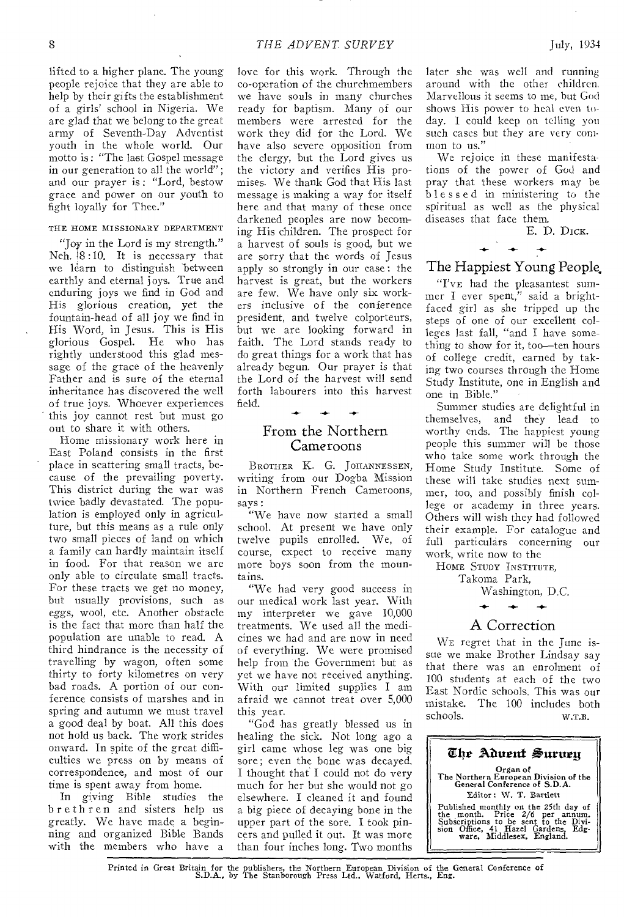lifted to a higher plane. The young people rejoice that they are able to help by their gifts the establishment of a girls' school in Nigeria. We are glad that we belong to the great army of Seventh-Day Adventist youth in the whole world. Our motto is: "The last Gospel message in our generation to all the world"; and our prayer is: "Lord, bestow grace and power on our youth to fight loyally for Thee."

THE HOME MISSIONARY DEPARTMENT

"Joy in the Lord is my strength." Neh. 8:10. It is necessary that we learn to distinguish between earthly and eternal joys. True and enduring joys we find in God and His glorious creation, yet the fountain-head of all joy we find in His Word, in Jesus. This is His glorious Gospel. He who has rightly understood this glad message of the grace of the heavenly Father and is sure of the eternal inheritance has discovered the well of true joys. Whoever experiences this joy cannot rest but must go out to share it with others.

Home missionary work here in East Poland consists in the first place in scattering small tracts, because of the prevailing poverty. This district during the war was twice badly devastated. The population is employed only in agriculture, but this means as a rule only two small pieces of land on which a family can hardly maintain itself in food. For that reason we are only able to circulate small tracts. For these tracts we get no money, but usually provisions, such as eggs, wool, etc. Another obstacle is the fact that more than half the population are unable to read. A third hindrance is the necessity of travelling by wagon, often some thirty to forty kilometres on very bad roads. A portion of our conference consists of marshes and in spring and autumn we must travel a good deal by boat. All this does not hold us back. The work strides onward. In spite of the great difficulties we press on by means of correspondence, and most of our time is spent away from home.

In giving Bible studies the brethren and sisters help us greatly. We have made a beginning and organized Bible Bands with the members who have a love for this work. Through the co-operation of the churchmembers we have souls in many churches ready for baptism. Many of our members were arrested for the work they did for the Lord. We have also severe opposition from the clergy, but the Lord gives us the victory and verifies His promises. We thank God that His last message is making a way for itself here and that many of these once darkened peoples are now becoming His children. The prospect for a harvest of souls is good, but we are sorry that the words of Jesus apply so strongly in our case: the harvest is great, but the workers are few. We have only six workers inclusive of the conference president, and twelve colporteurs, but we are looking forward in faith. The Lord stands ready to do great things for a work that has already begun. Our prayer is that the Lord of the harvest will send forth labourers into this harvest field.

## From the Northern Cameroons

BROTHER K. G. JOHANNESSEN, writing from our Dogba Mission in Northern French Cameroons, says:

"We have now started a small school. At present we have only twelve pupils enrolled. We, of course, expect to receive many more boys soon from the mountains.

"We had very good success in our medical work last year. With my interpreter we gave 10,000 treatments. We used all the medicines we had and are now in need of everything. We were promised help from the Government but as yet we have not received anything. With our limited supplies I am afraid we cannot treat over 5,000 this year.

"God has greatly blessed us in healing the sick. Not long ago a girl came whose leg was one big sore; even the bone was decayed. I thought that I could not do very much for her but she would not go elsewhere. I cleaned it and found a big piece of decaying bone in the upper part of the sore. I took pincers and pulled it out. It was more than four inches long. Two months later she was well and running around with the other children. Marvellous it seems to me, but God shows His power to heal even today. I could keep on telling you such cases but they are very common to us."

We rejoice in these manifestations of the power of God and pray that these workers may be blessed in ministering to the spiritual as well as the physical diseases that face them.

E. D. DICK.

## The Happiest Young People

"I'VE had the pleasantest summer I ever spent," said a bright-faced girl as she tripped up the steps of one of our excellent colleges last fall, "and I have something to show for it, too—ten hours of college credit, earned by taking two courses through the Home Study Institute, one in English and one in Bible."

Summer studies are delightful in themselves, and they lead to worthy ends. The happiest young people this summer will be those who take some work through the Home Study Institute. Some of these will take studies next summer, too, and possibly finish college or academy in three years. Others will wish they had followed their example. For catalogue and full particulars concerning our work, write now to the

HOME STUDY INSTITUTE,
Takoma Park,
Washington, D.C.

## A Correction

WE regret that in the June issue we make Brother Lindsay say that there was an enrolment of 100 students at each of the two East Nordic schools. This was our mistake. The 100 includes both schools.

W.T.B.

**The Advent Survey**

Organ of
The Northern European Division of the General Conference of S.D.A.
Editor: W. T. Bartlett

Published monthly on the 25th day of the month. Price 2/6 per annum. Subscriptions to be sent to the Division Office, 41 Hazel Gardens, Edgware, Middlesex, England.

Printed in Great Britain for the publishers, the Northern European Division of the General Conference of S.D.A., by The Stanborough Press Ltd., Watford, Herts., Eng.